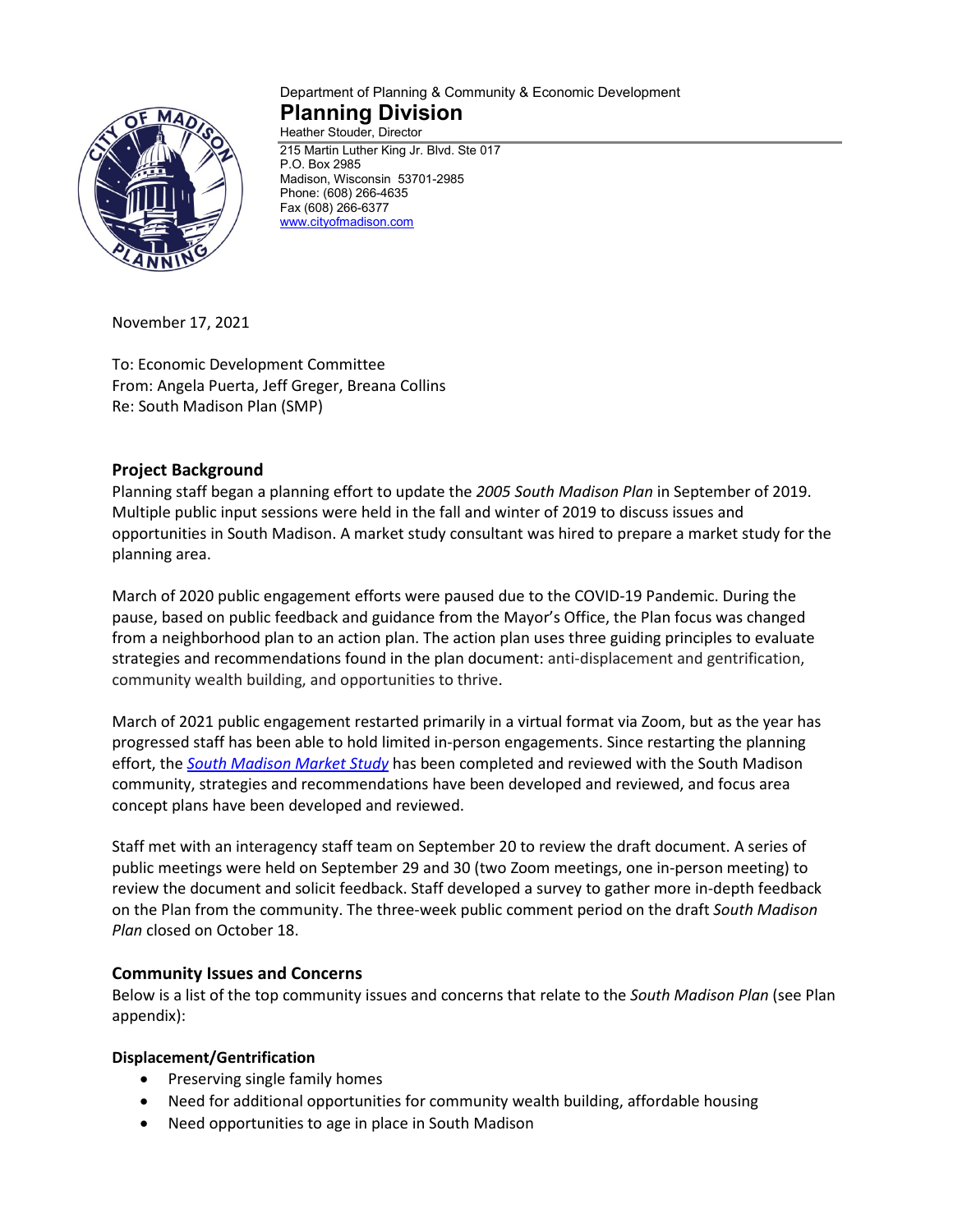Department of Planning & Community & Economic Development

# Planning Division

Heather Stouder, Director

215 Martin Luther King Jr. Blvd. Ste 017
P.O. Box 2985
Madison, Wisconsin 53701-2985
Phone: (608) 266-4635
Fax (608) 266-6377
[www.cityofmadison.com](http://www.cityofmadison.com)

November 17, 2021

To: Economic Development Committee
From: Angela Puerta, Jeff Greger, Breana Collins
Re: South Madison Plan (SMP)

## Project Background

Planning staff began a planning effort to update the *2005 South Madison Plan* in September of 2019. Multiple public input sessions were held in the fall and winter of 2019 to discuss issues and opportunities in South Madison. A market study consultant was hired to prepare a market study for the planning area.

March of 2020 public engagement efforts were paused due to the COVID-19 Pandemic. During the pause, based on public feedback and guidance from the Mayor's Office, the Plan focus was changed from a neighborhood plan to an action plan. The action plan uses three guiding principles to evaluate strategies and recommendations found in the plan document: anti-displacement and gentrification, community wealth building, and opportunities to thrive.

March of 2021 public engagement restarted primarily in a virtual format via Zoom, but as the year has progressed staff has been able to hold limited in-person engagements. Since restarting the planning effort, the [*South Madison Market Study*]() has been completed and reviewed with the South Madison community, strategies and recommendations have been developed and reviewed, and focus area concept plans have been developed and reviewed.

Staff met with an interagency staff team on September 20 to review the draft document. A series of public meetings were held on September 29 and 30 (two Zoom meetings, one in-person meeting) to review the document and solicit feedback. Staff developed a survey to gather more in-depth feedback on the Plan from the community. The three-week public comment period on the draft *South Madison Plan* closed on October 18.

## Community Issues and Concerns

Below is a list of the top community issues and concerns that relate to the *South Madison Plan* (see Plan appendix):

### Displacement/Gentrification

- Preserving single family homes
- Need for additional opportunities for community wealth building, affordable housing
- Need opportunities to age in place in South Madison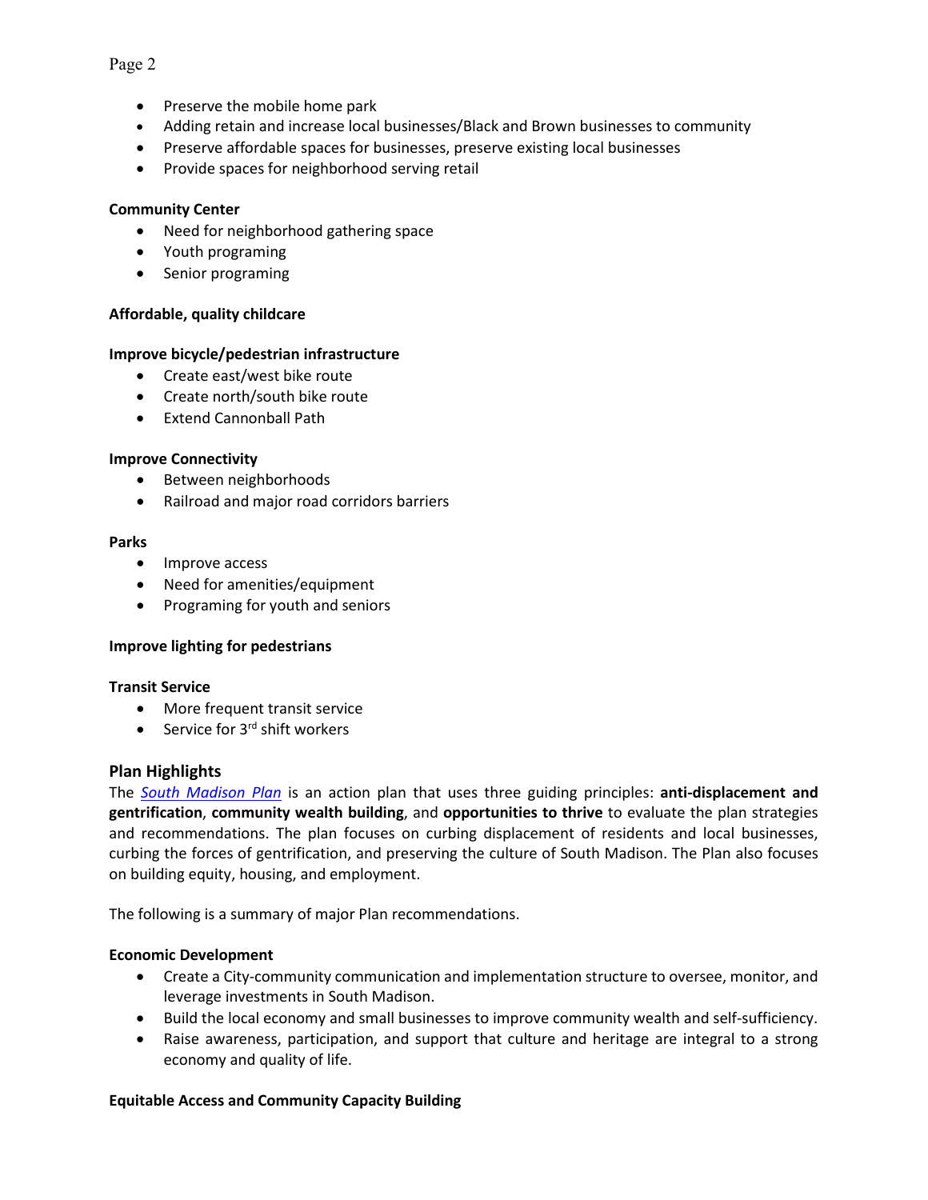- Preserve the mobile home park
- Adding retain and increase local businesses/Black and Brown businesses to community
- Preserve affordable spaces for businesses, preserve existing local businesses
- Provide spaces for neighborhood serving retail

**Community Center**

- Need for neighborhood gathering space
- Youth programing
- Senior programing

**Affordable, quality childcare**

**Improve bicycle/pedestrian infrastructure**

- Create east/west bike route
- Create north/south bike route
- Extend Cannonball Path

**Improve Connectivity**

- Between neighborhoods
- Railroad and major road corridors barriers

**Parks**

- Improve access
- Need for amenities/equipment
- Programing for youth and seniors

**Improve lighting for pedestrians**

**Transit Service**

- More frequent transit service
- Service for 3rd shift workers

## Plan Highlights

The *South Madison Plan* is an action plan that uses three guiding principles: **anti-displacement and gentrification**, **community wealth building**, and **opportunities to thrive** to evaluate the plan strategies and recommendations. The plan focuses on curbing displacement of residents and local businesses, curbing the forces of gentrification, and preserving the culture of South Madison. The Plan also focuses on building equity, housing, and employment.

The following is a summary of major Plan recommendations.

**Economic Development**

- Create a City-community communication and implementation structure to oversee, monitor, and leverage investments in South Madison.
- Build the local economy and small businesses to improve community wealth and self-sufficiency.
- Raise awareness, participation, and support that culture and heritage are integral to a strong economy and quality of life.

**Equitable Access and Community Capacity Building**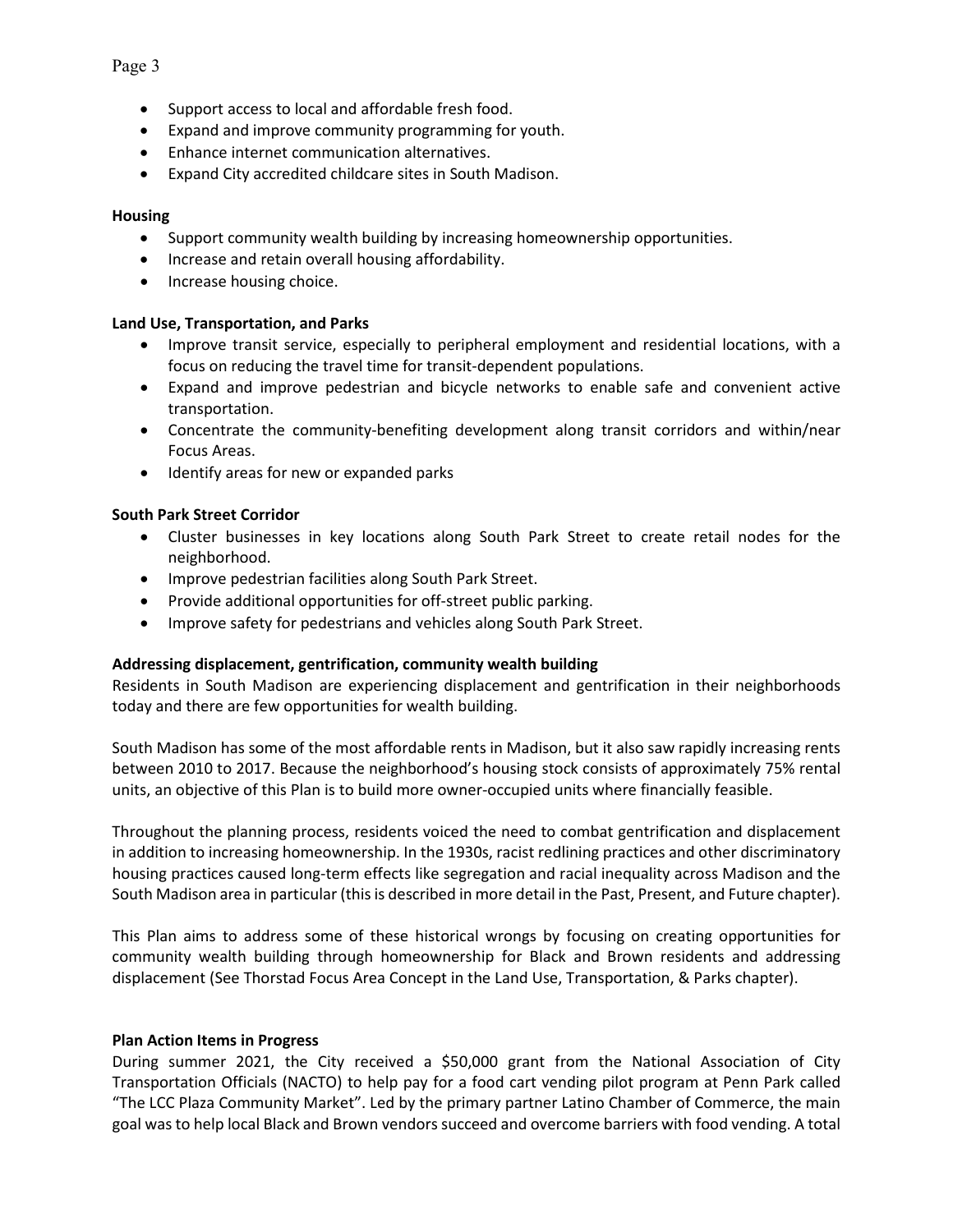- Support access to local and affordable fresh food.
- Expand and improve community programming for youth.
- Enhance internet communication alternatives.
- Expand City accredited childcare sites in South Madison.

**Housing**

- Support community wealth building by increasing homeownership opportunities.
- Increase and retain overall housing affordability.
- Increase housing choice.

**Land Use, Transportation, and Parks**

- Improve transit service, especially to peripheral employment and residential locations, with a focus on reducing the travel time for transit-dependent populations.
- Expand and improve pedestrian and bicycle networks to enable safe and convenient active transportation.
- Concentrate the community-benefiting development along transit corridors and within/near Focus Areas.
- Identify areas for new or expanded parks

**South Park Street Corridor**

- Cluster businesses in key locations along South Park Street to create retail nodes for the neighborhood.
- Improve pedestrian facilities along South Park Street.
- Provide additional opportunities for off-street public parking.
- Improve safety for pedestrians and vehicles along South Park Street.

**Addressing displacement, gentrification, community wealth building**

Residents in South Madison are experiencing displacement and gentrification in their neighborhoods today and there are few opportunities for wealth building.

South Madison has some of the most affordable rents in Madison, but it also saw rapidly increasing rents between 2010 to 2017. Because the neighborhood's housing stock consists of approximately 75% rental units, an objective of this Plan is to build more owner-occupied units where financially feasible.

Throughout the planning process, residents voiced the need to combat gentrification and displacement in addition to increasing homeownership. In the 1930s, racist redlining practices and other discriminatory housing practices caused long-term effects like segregation and racial inequality across Madison and the South Madison area in particular (this is described in more detail in the Past, Present, and Future chapter).

This Plan aims to address some of these historical wrongs by focusing on creating opportunities for community wealth building through homeownership for Black and Brown residents and addressing displacement (See Thorstad Focus Area Concept in the Land Use, Transportation, & Parks chapter).

**Plan Action Items in Progress**

During summer 2021, the City received a $50,000 grant from the National Association of City Transportation Officials (NACTO) to help pay for a food cart vending pilot program at Penn Park called "The LCC Plaza Community Market". Led by the primary partner Latino Chamber of Commerce, the main goal was to help local Black and Brown vendors succeed and overcome barriers with food vending. A total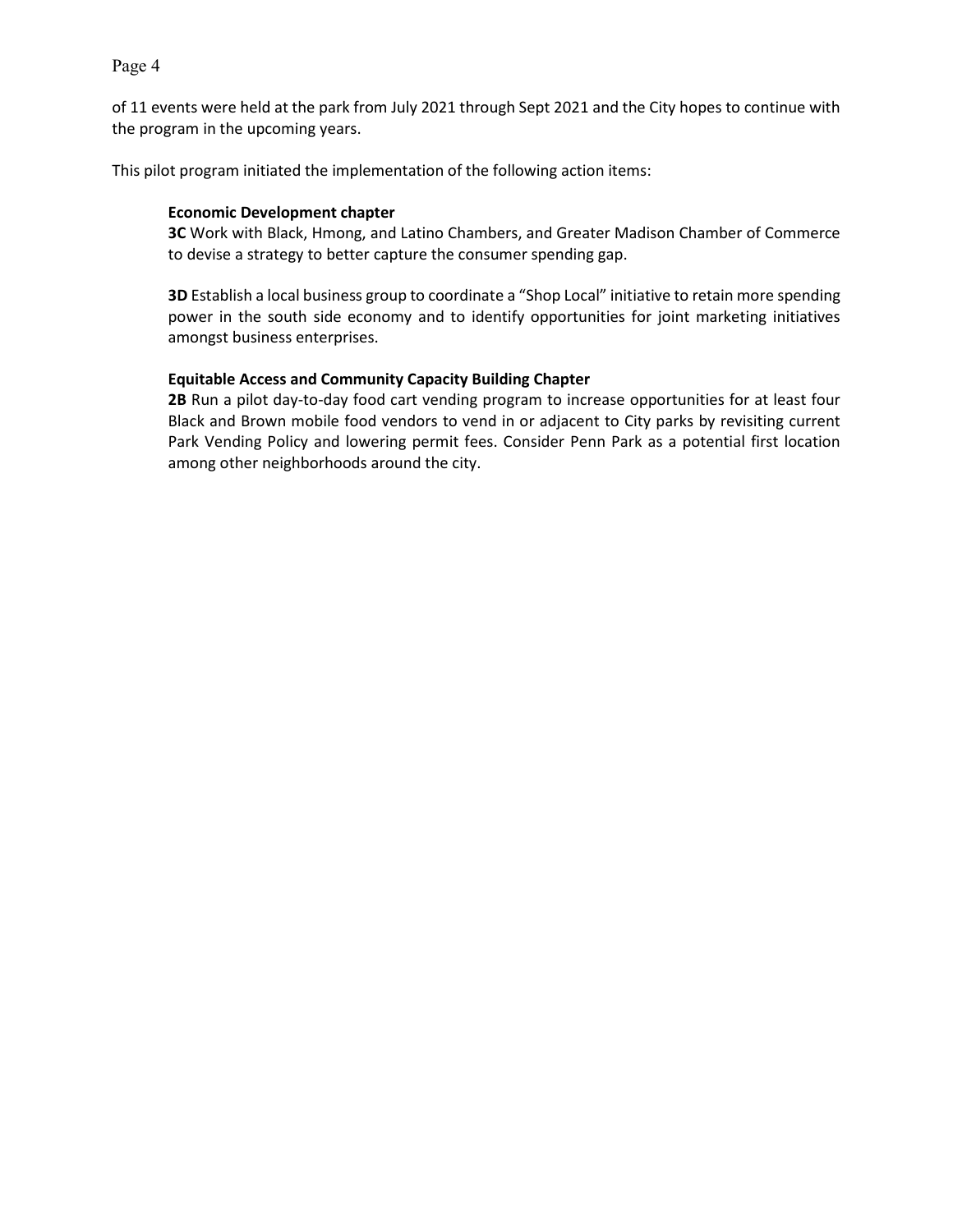of 11 events were held at the park from July 2021 through Sept 2021 and the City hopes to continue with the program in the upcoming years.

This pilot program initiated the implementation of the following action items:

**Economic Development chapter**

**3C** Work with Black, Hmong, and Latino Chambers, and Greater Madison Chamber of Commerce to devise a strategy to better capture the consumer spending gap.

**3D** Establish a local business group to coordinate a "Shop Local" initiative to retain more spending power in the south side economy and to identify opportunities for joint marketing initiatives amongst business enterprises.

**Equitable Access and Community Capacity Building Chapter**

**2B** Run a pilot day-to-day food cart vending program to increase opportunities for at least four Black and Brown mobile food vendors to vend in or adjacent to City parks by revisiting current Park Vending Policy and lowering permit fees. Consider Penn Park as a potential first location among other neighborhoods around the city.